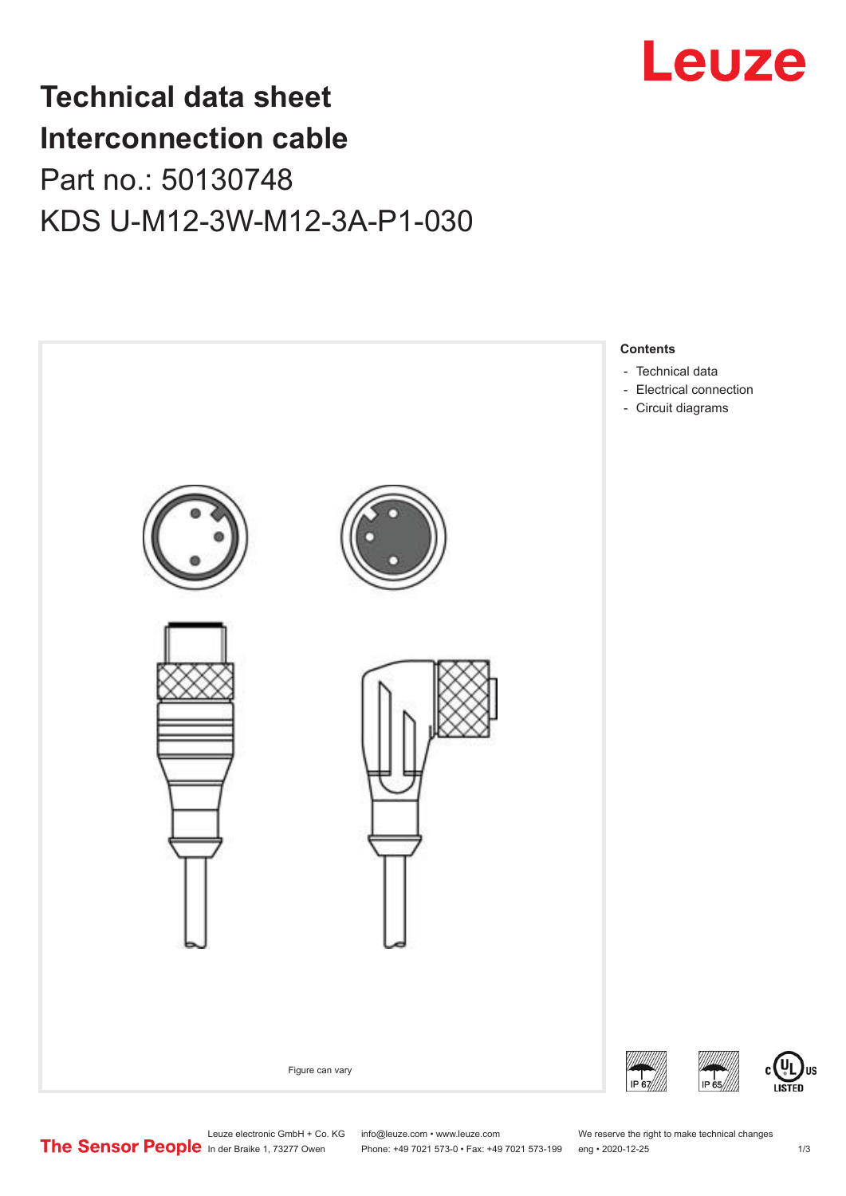# Technical data sheet
# Interconnection cable
## Part no.: 50130748
## KDS U-M12-3W-M12-3A-P1-030

Figure can vary

**Contents**

- Technical data
- Electrical connection
- Circuit diagrams

IP 67 IP 65

Leuze electronic GmbH + Co. KG
In der Braike 1, 73277 Owen

info@leuze.com • www.leuze.com
Phone: +49 7021 573-0 • Fax: +49 7021 573-199

We reserve the right to make technical changes
eng • 2020-12-25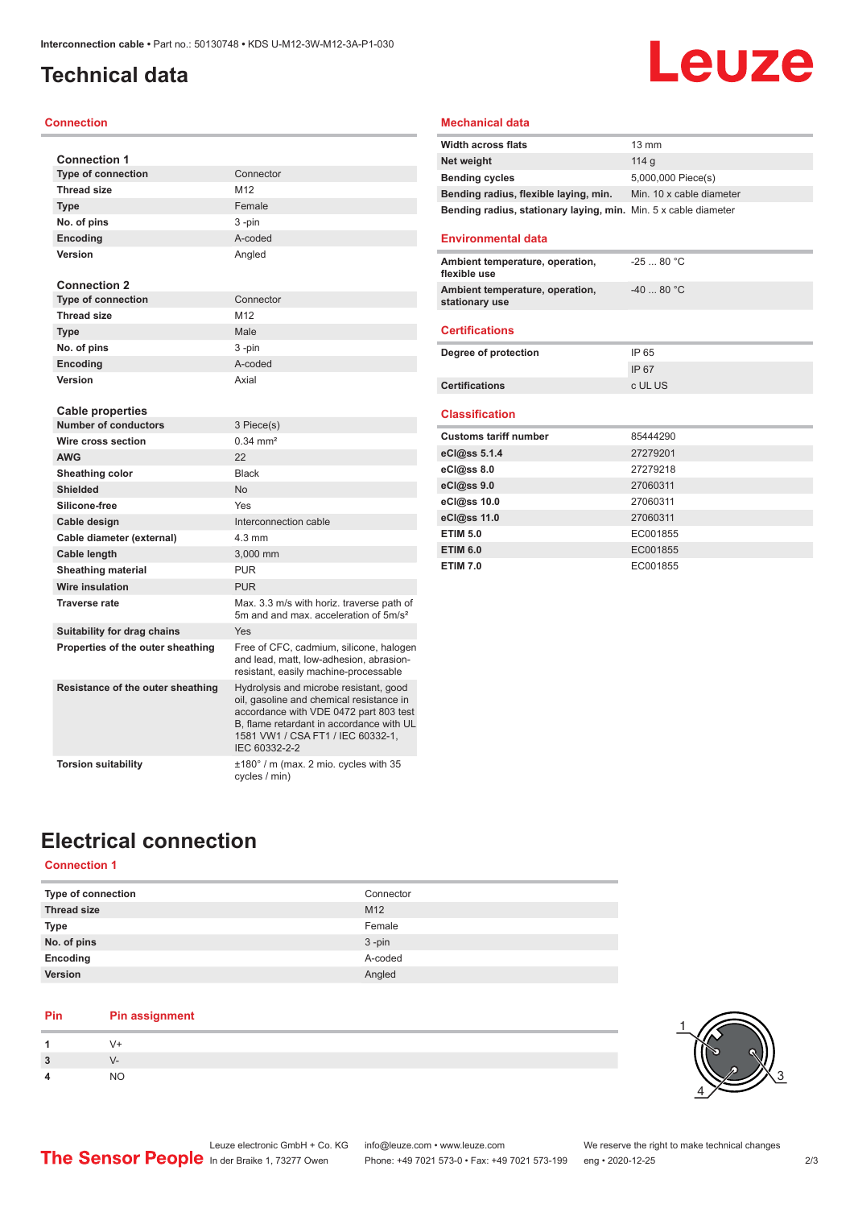Interconnection cable • Part no.: 50130748 • KDS U-M12-3W-M12-3A-P1-030

# Technical data

## Connection

| **Connection 1** | |
|---|---|
| **Type of connection** | Connector |
| **Thread size** | M12 |
| **Type** | Female |
| **No. of pins** | 3 -pin |
| **Encoding** | A-coded |
| **Version** | Angled |

| **Connection 2** | |
|---|---|
| **Type of connection** | Connector |
| **Thread size** | M12 |
| **Type** | Male |
| **No. of pins** | 3 -pin |
| **Encoding** | A-coded |
| **Version** | Axial |

| **Cable properties** | |
|---|---|
| **Number of conductors** | 3 Piece(s) |
| **Wire cross section** | 0.34 mm² |
| **AWG** | 22 |
| **Sheathing color** | Black |
| **Shielded** | No |
| **Silicone-free** | Yes |
| **Cable design** | Interconnection cable |
| **Cable diameter (external)** | 4.3 mm |
| **Cable length** | 3,000 mm |
| **Sheathing material** | PUR |
| **Wire insulation** | PUR |
| **Traverse rate** | Max. 3.3 m/s with horiz. traverse path of 5m and and max. acceleration of 5m/s² |
| **Suitability for drag chains** | Yes |
| **Properties of the outer sheathing** | Free of CFC, cadmium, silicone, halogen and lead, matt, low-adhesion, abrasion-resistant, easily machine-processable |
| **Resistance of the outer sheathing** | Hydrolysis and microbe resistant, good oil, gasoline and chemical resistance in accordance with VDE 0472 part 803 test B, flame retardant in accordance with UL 1581 VW1 / CSA FT1 / IEC 60332-1, IEC 60332-2-2 |
| **Torsion suitability** | ±180° / m (max. 2 mio. cycles with 35 cycles / min) |

## Mechanical data

| | |
|---|---|
| **Width across flats** | 13 mm |
| **Net weight** | 114 g |
| **Bending cycles** | 5,000,000 Piece(s) |
| **Bending radius, flexible laying, min.** | Min. 10 x cable diameter |
| **Bending radius, stationary laying, min.** | Min. 5 x cable diameter |

## Environmental data

| | |
|---|---|
| **Ambient temperature, operation, flexible use** | -25 ... 80 °C |
| **Ambient temperature, operation, stationary use** | -40 ... 80 °C |

## Certifications

| | |
|---|---|
| **Degree of protection** | IP 65 |
| | IP 67 |
| **Certifications** | c UL US |

## Classification

| | |
|---|---|
| **Customs tariff number** | 85444290 |
| **eCl@ss 5.1.4** | 27279201 |
| **eCl@ss 8.0** | 27279218 |
| **eCl@ss 9.0** | 27060311 |
| **eCl@ss 10.0** | 27060311 |
| **eCl@ss 11.0** | 27060311 |
| **ETIM 5.0** | EC001855 |
| **ETIM 6.0** | EC001855 |
| **ETIM 7.0** | EC001855 |

# Electrical connection

## Connection 1

| | |
|---|---|
| **Type of connection** | Connector |
| **Thread size** | M12 |
| **Type** | Female |
| **No. of pins** | 3 -pin |
| **Encoding** | A-coded |
| **Version** | Angled |

| Pin | Pin assignment |
|---|---|
| **1** | V+ |
| **3** | V- |
| **4** | NO |

Leuze electronic GmbH + Co. KG, In der Braike 1, 73277 Owen • info@leuze.com • www.leuze.com • Phone: +49 7021 573-0 • Fax: +49 7021 573-199 • We reserve the right to make technical changes • eng • 2020-12-25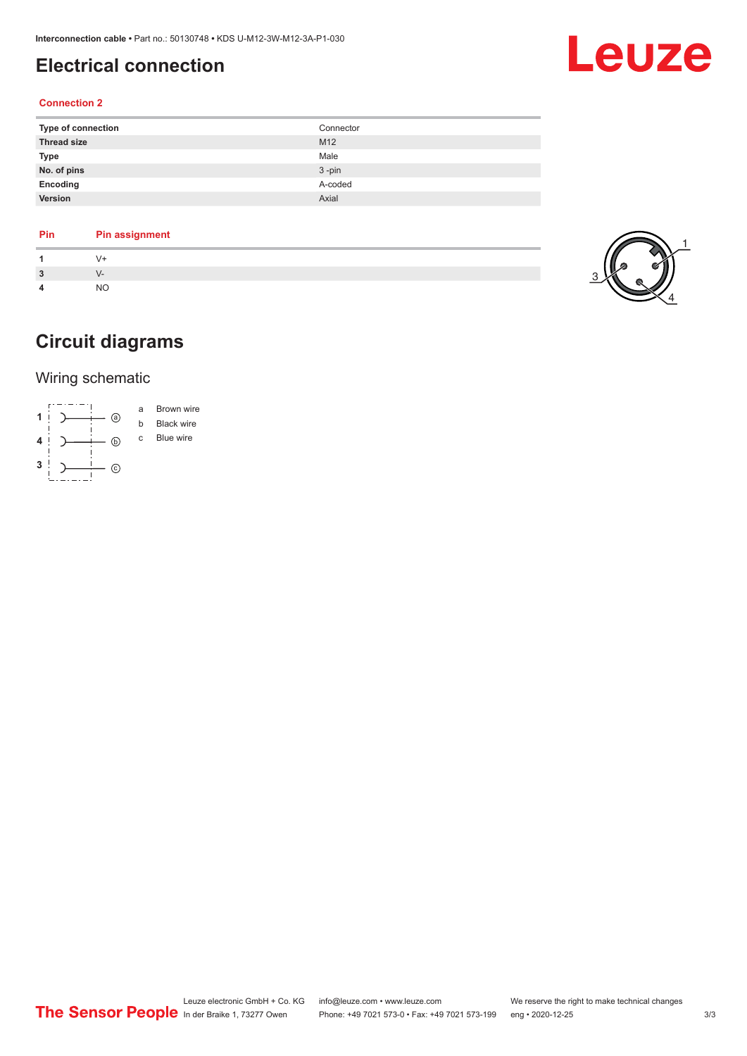# Electrical connection

### Connection 2

| | |
|---|---|
| **Type of connection** | Connector |
| **Thread size** | M12 |
| **Type** | Male |
| **No. of pins** | 3 -pin |
| **Encoding** | A-coded |
| **Version** | Axial |

| Pin | Pin assignment |
|---|---|
| **1** | V+ |
| **3** | V- |
| **4** | NO |

# Circuit diagrams

## Wiring schematic

1
4
3
a
b
c

| | |
|---|---|
| a | Brown wire |
| b | Black wire |
| c | Blue wire |

Leuze electronic GmbH + Co. KG
In der Braike 1, 73277 Owen

info@leuze.com • www.leuze.com
Phone: +49 7021 573-0 • Fax: +49 7021 573-199

We reserve the right to make technical changes
eng • 2020-12-25